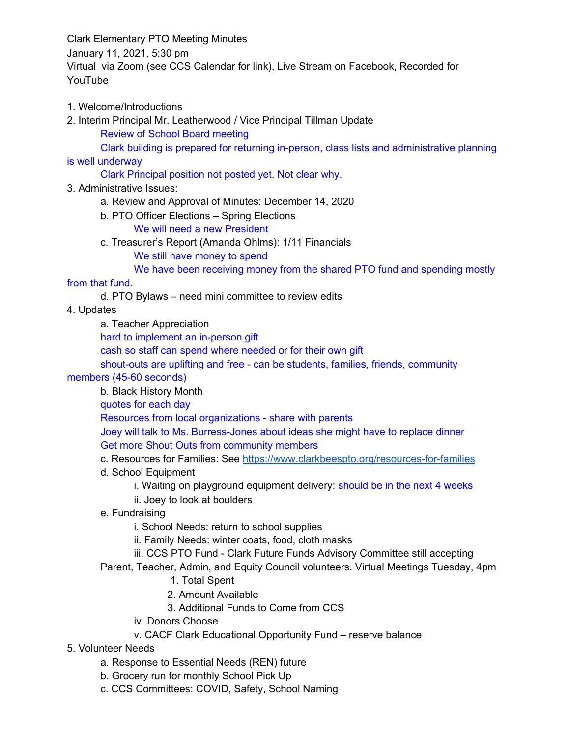Clark Elementary PTO Meeting Minutes

January 11, 2021, 5:30 pm

Virtual via Zoom (see CCS Calendar for link), Live Stream on Facebook, Recorded for YouTube

1. Welcome/Introductions
2. Interim Principal Mr. Leatherwood / Vice Principal Tillman Update
   - Review of School Board meeting
   - Clark building is prepared for returning in-person, class lists and administrative planning is well underway
   - Clark Principal position not posted yet. Not clear why.
3. Administrative Issues:
   - a. Review and Approval of Minutes: December 14, 2020
   - b. PTO Officer Elections – Spring Elections
     - We will need a new President
   - c. Treasurer's Report (Amanda Ohlms): 1/11 Financials
     - We still have money to spend
     - We have been receiving money from the shared PTO fund and spending mostly from that fund.
   - d. PTO Bylaws – need mini committee to review edits
4. Updates
   - a. Teacher Appreciation
     - hard to implement an in-person gift
     - cash so staff can spend where needed or for their own gift
     - shout-outs are uplifting and free - can be students, families, friends, community members (45-60 seconds)
   - b. Black History Month
     - quotes for each day
     - Resources from local organizations - share with parents
     - Joey will talk to Ms. Burress-Jones about ideas she might have to replace dinner
     - Get more Shout Outs from community members
   - c. Resources for Families: See https://www.clarkbeespto.org/resources-for-families
   - d. School Equipment
     - i. Waiting on playground equipment delivery: should be in the next 4 weeks
     - ii. Joey to look at boulders
   - e. Fundraising
     - i. School Needs: return to school supplies
     - ii. Family Needs: winter coats, food, cloth masks
     - iii. CCS PTO Fund - Clark Future Funds Advisory Committee still accepting Parent, Teacher, Admin, and Equity Council volunteers. Virtual Meetings Tuesday, 4pm
       1. Total Spent
       2. Amount Available
       3. Additional Funds to Come from CCS
     - iv. Donors Choose
     - v. CACF Clark Educational Opportunity Fund – reserve balance
5. Volunteer Needs
   - a. Response to Essential Needs (REN) future
   - b. Grocery run for monthly School Pick Up
   - c. CCS Committees: COVID, Safety, School Naming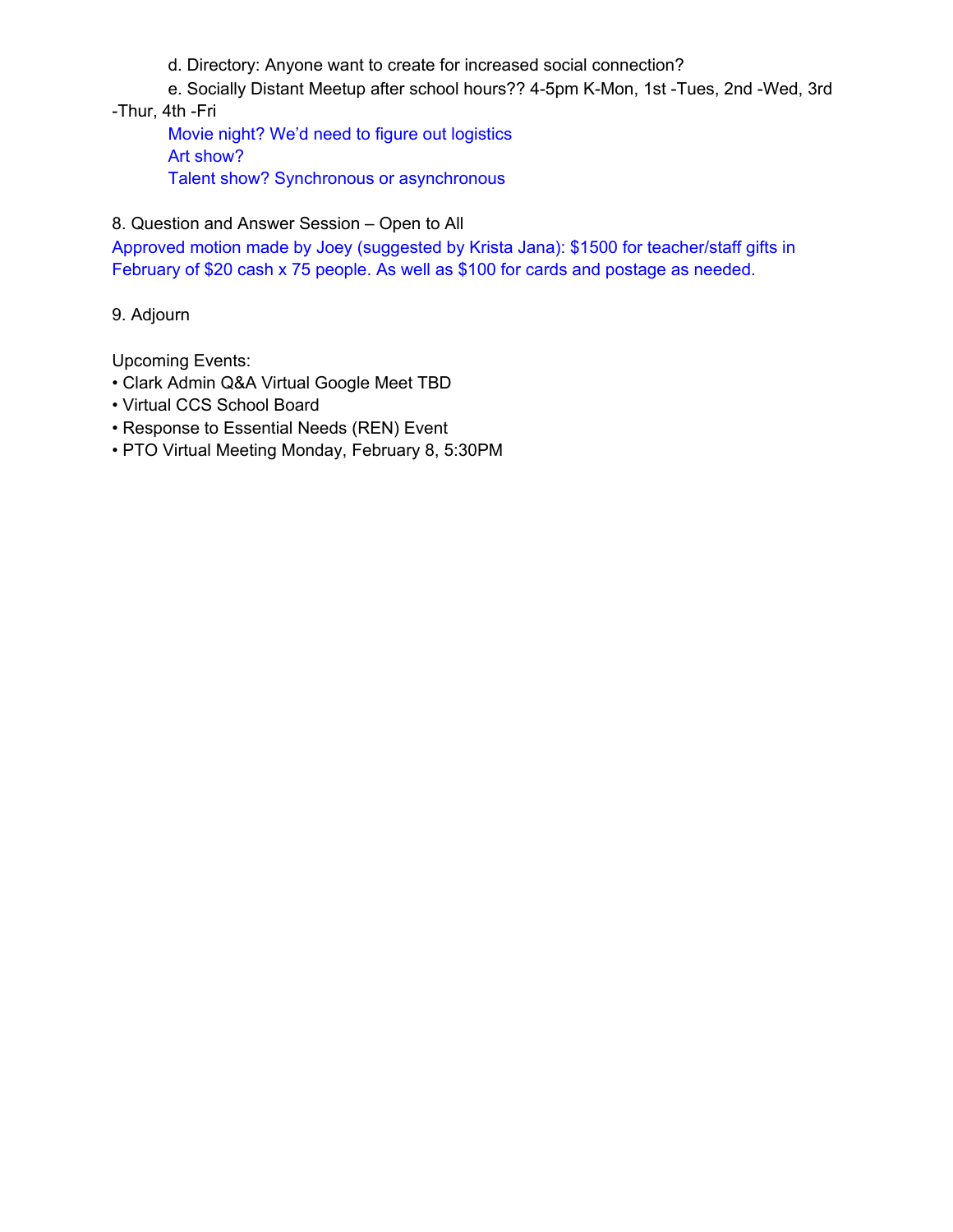d. Directory: Anyone want to create for increased social connection?

e. Socially Distant Meetup after school hours?? 4-5pm K-Mon, 1st -Tues, 2nd -Wed, 3rd -Thur, 4th -Fri

Movie night? We'd need to figure out logistics

Art show?

Talent show? Synchronous or asynchronous

8. Question and Answer Session – Open to All

Approved motion made by Joey (suggested by Krista Jana): $1500 for teacher/staff gifts in February of $20 cash x 75 people. As well as $100 for cards and postage as needed.

9. Adjourn

Upcoming Events:

- Clark Admin Q&A Virtual Google Meet TBD
- Virtual CCS School Board
- Response to Essential Needs (REN) Event
- PTO Virtual Meeting Monday, February 8, 5:30PM